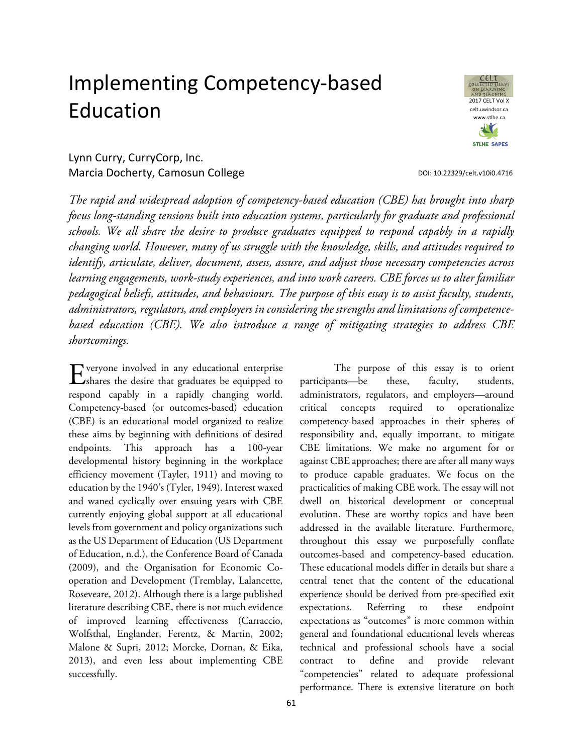# Implementing Competency-based Education

Lynn Curry, CurryCorp, Inc.
Marcia Docherty, Camosun College

DOI: 10.22329/celt.v10i0.4716

*The rapid and widespread adoption of competency-based education (CBE) has brought into sharp focus long-standing tensions built into education systems, particularly for graduate and professional schools. We all share the desire to produce graduates equipped to respond capably in a rapidly changing world. However, many of us struggle with the knowledge, skills, and attitudes required to identify, articulate, deliver, document, assess, assure, and adjust those necessary competencies across learning engagements, work-study experiences, and into work careers. CBE forces us to alter familiar pedagogical beliefs, attitudes, and behaviours. The purpose of this essay is to assist faculty, students, administrators, regulators, and employers in considering the strengths and limitations of competence-based education (CBE). We also introduce a range of mitigating strategies to address CBE shortcomings.*

Everyone involved in any educational enterprise shares the desire that graduates be equipped to respond capably in a rapidly changing world. Competency-based (or outcomes-based) education (CBE) is an educational model organized to realize these aims by beginning with definitions of desired endpoints. This approach has a 100-year developmental history beginning in the workplace efficiency movement (Tayler, 1911) and moving to education by the 1940's (Tyler, 1949). Interest waxed and waned cyclically over ensuing years with CBE currently enjoying global support at all educational levels from government and policy organizations such as the US Department of Education (US Department of Education, n.d.), the Conference Board of Canada (2009), and the Organisation for Economic Co-operation and Development (Tremblay, Lalancette, Roseveare, 2012). Although there is a large published literature describing CBE, there is not much evidence of improved learning effectiveness (Carraccio, Wolfsthal, Englander, Ferentz, & Martin, 2002; Malone & Supri, 2012; Morcke, Dornan, & Eika, 2013), and even less about implementing CBE successfully.

The purpose of this essay is to orient participants—be these, faculty, students, administrators, regulators, and employers—around critical concepts required to operationalize competency-based approaches in their spheres of responsibility and, equally important, to mitigate CBE limitations. We make no argument for or against CBE approaches; there are after all many ways to produce capable graduates. We focus on the practicalities of making CBE work. The essay will not dwell on historical development or conceptual evolution. These are worthy topics and have been addressed in the available literature. Furthermore, throughout this essay we purposefully conflate outcomes-based and competency-based education. These educational models differ in details but share a central tenet that the content of the educational experience should be derived from pre-specified exit expectations. Referring to these endpoint expectations as "outcomes" is more common within general and foundational educational levels whereas technical and professional schools have a social contract to define and provide relevant "competencies" related to adequate professional performance. There is extensive literature on both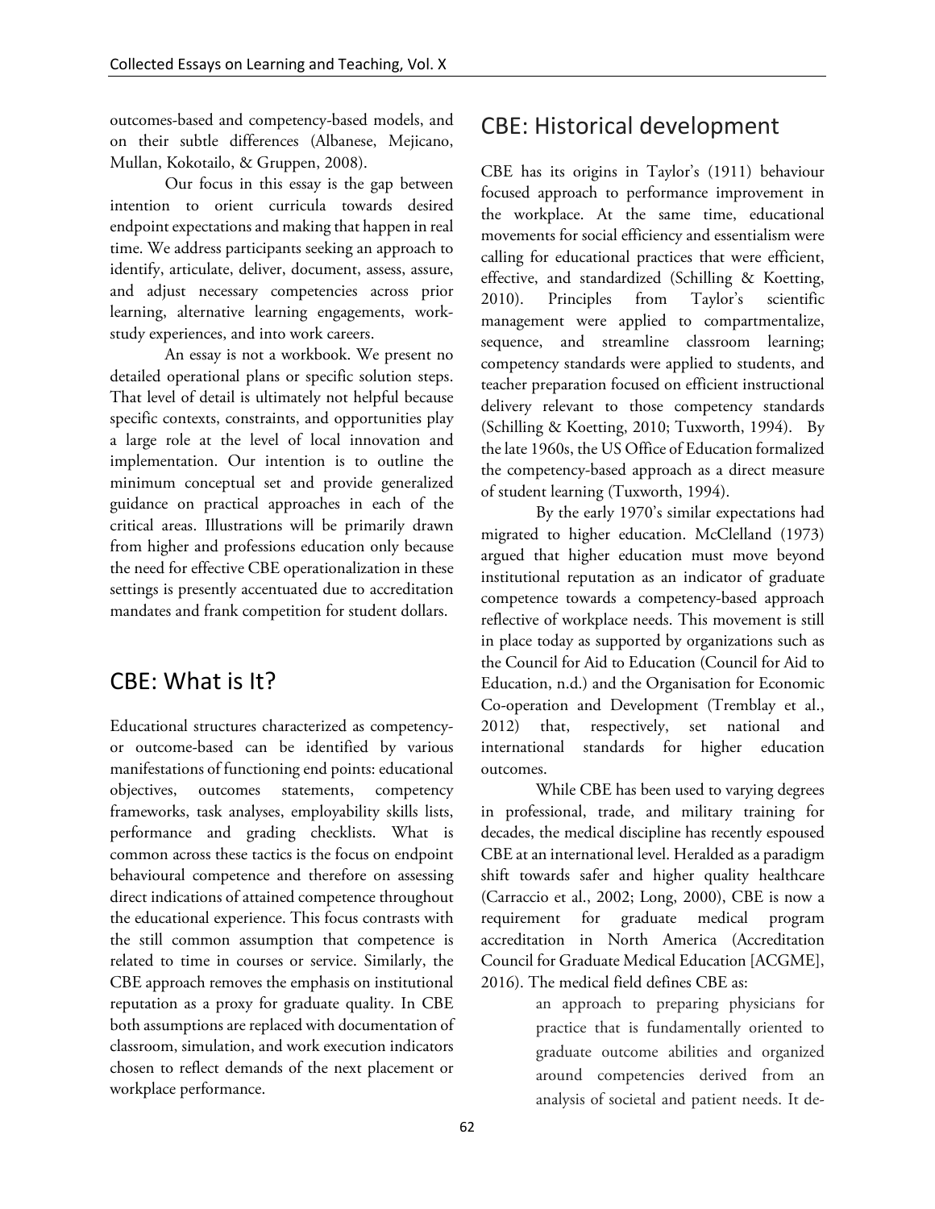outcomes-based and competency-based models, and on their subtle differences (Albanese, Mejicano, Mullan, Kokotailo, & Gruppen, 2008).

Our focus in this essay is the gap between intention to orient curricula towards desired endpoint expectations and making that happen in real time. We address participants seeking an approach to identify, articulate, deliver, document, assess, assure, and adjust necessary competencies across prior learning, alternative learning engagements, work-study experiences, and into work careers.

An essay is not a workbook. We present no detailed operational plans or specific solution steps. That level of detail is ultimately not helpful because specific contexts, constraints, and opportunities play a large role at the level of local innovation and implementation. Our intention is to outline the minimum conceptual set and provide generalized guidance on practical approaches in each of the critical areas. Illustrations will be primarily drawn from higher and professions education only because the need for effective CBE operationalization in these settings is presently accentuated due to accreditation mandates and frank competition for student dollars.

## CBE: What is It?

Educational structures characterized as competency- or outcome-based can be identified by various manifestations of functioning end points: educational objectives, outcomes statements, competency frameworks, task analyses, employability skills lists, performance and grading checklists. What is common across these tactics is the focus on endpoint behavioural competence and therefore on assessing direct indications of attained competence throughout the educational experience. This focus contrasts with the still common assumption that competence is related to time in courses or service. Similarly, the CBE approach removes the emphasis on institutional reputation as a proxy for graduate quality. In CBE both assumptions are replaced with documentation of classroom, simulation, and work execution indicators chosen to reflect demands of the next placement or workplace performance.

## CBE: Historical development

CBE has its origins in Taylor's (1911) behaviour focused approach to performance improvement in the workplace. At the same time, educational movements for social efficiency and essentialism were calling for educational practices that were efficient, effective, and standardized (Schilling & Koetting, 2010). Principles from Taylor's scientific management were applied to compartmentalize, sequence, and streamline classroom learning; competency standards were applied to students, and teacher preparation focused on efficient instructional delivery relevant to those competency standards (Schilling & Koetting, 2010; Tuxworth, 1994). By the late 1960s, the US Office of Education formalized the competency-based approach as a direct measure of student learning (Tuxworth, 1994).

By the early 1970's similar expectations had migrated to higher education. McClelland (1973) argued that higher education must move beyond institutional reputation as an indicator of graduate competence towards a competency-based approach reflective of workplace needs. This movement is still in place today as supported by organizations such as the Council for Aid to Education (Council for Aid to Education, n.d.) and the Organisation for Economic Co-operation and Development (Tremblay et al., 2012) that, respectively, set national and international standards for higher education outcomes.

While CBE has been used to varying degrees in professional, trade, and military training for decades, the medical discipline has recently espoused CBE at an international level. Heralded as a paradigm shift towards safer and higher quality healthcare (Carraccio et al., 2002; Long, 2000), CBE is now a requirement for graduate medical program accreditation in North America (Accreditation Council for Graduate Medical Education [ACGME], 2016). The medical field defines CBE as:

> an approach to preparing physicians for practice that is fundamentally oriented to graduate outcome abilities and organized around competencies derived from an analysis of societal and patient needs. It de-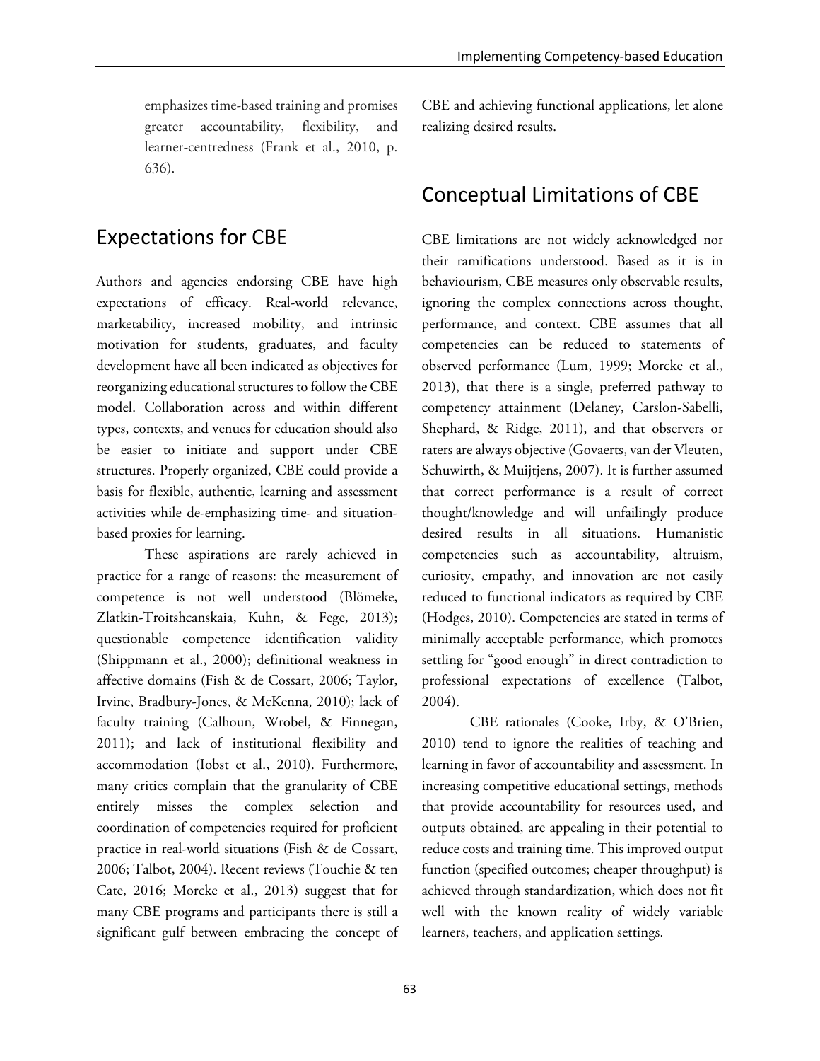emphasizes time-based training and promises greater accountability, flexibility, and learner-centredness (Frank et al., 2010, p. 636).

## Expectations for CBE

Authors and agencies endorsing CBE have high expectations of efficacy. Real-world relevance, marketability, increased mobility, and intrinsic motivation for students, graduates, and faculty development have all been indicated as objectives for reorganizing educational structures to follow the CBE model. Collaboration across and within different types, contexts, and venues for education should also be easier to initiate and support under CBE structures. Properly organized, CBE could provide a basis for flexible, authentic, learning and assessment activities while de-emphasizing time- and situation-based proxies for learning.

These aspirations are rarely achieved in practice for a range of reasons: the measurement of competence is not well understood (Blömeke, Zlatkin-Troitshcanskaia, Kuhn, & Fege, 2013); questionable competence identification validity (Shippmann et al., 2000); definitional weakness in affective domains (Fish & de Cossart, 2006; Taylor, Irvine, Bradbury-Jones, & McKenna, 2010); lack of faculty training (Calhoun, Wrobel, & Finnegan, 2011); and lack of institutional flexibility and accommodation (Iobst et al., 2010). Furthermore, many critics complain that the granularity of CBE entirely misses the complex selection and coordination of competencies required for proficient practice in real-world situations (Fish & de Cossart, 2006; Talbot, 2004). Recent reviews (Touchie & ten Cate, 2016; Morcke et al., 2013) suggest that for many CBE programs and participants there is still a significant gulf between embracing the concept of CBE and achieving functional applications, let alone realizing desired results.

## Conceptual Limitations of CBE

CBE limitations are not widely acknowledged nor their ramifications understood. Based as it is in behaviourism, CBE measures only observable results, ignoring the complex connections across thought, performance, and context. CBE assumes that all competencies can be reduced to statements of observed performance (Lum, 1999; Morcke et al., 2013), that there is a single, preferred pathway to competency attainment (Delaney, Carslon-Sabelli, Shephard, & Ridge, 2011), and that observers or raters are always objective (Govaerts, van der Vleuten, Schuwirth, & Muijtjens, 2007). It is further assumed that correct performance is a result of correct thought/knowledge and will unfailingly produce desired results in all situations. Humanistic competencies such as accountability, altruism, curiosity, empathy, and innovation are not easily reduced to functional indicators as required by CBE (Hodges, 2010). Competencies are stated in terms of minimally acceptable performance, which promotes settling for "good enough" in direct contradiction to professional expectations of excellence (Talbot, 2004).

CBE rationales (Cooke, Irby, & O'Brien, 2010) tend to ignore the realities of teaching and learning in favor of accountability and assessment. In increasing competitive educational settings, methods that provide accountability for resources used, and outputs obtained, are appealing in their potential to reduce costs and training time. This improved output function (specified outcomes; cheaper throughput) is achieved through standardization, which does not fit well with the known reality of widely variable learners, teachers, and application settings.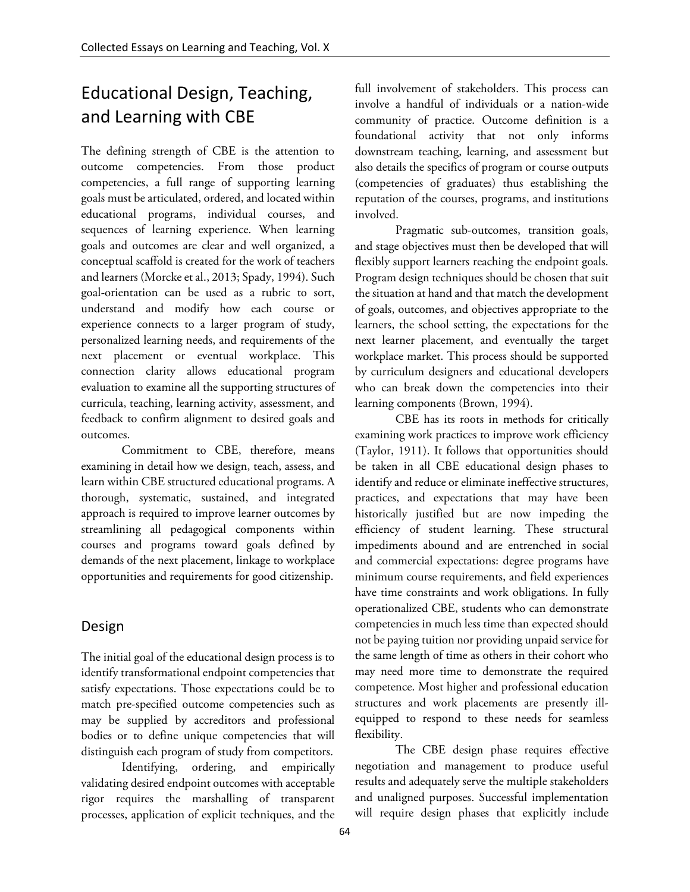# Educational Design, Teaching, and Learning with CBE

The defining strength of CBE is the attention to outcome competencies. From those product competencies, a full range of supporting learning goals must be articulated, ordered, and located within educational programs, individual courses, and sequences of learning experience. When learning goals and outcomes are clear and well organized, a conceptual scaffold is created for the work of teachers and learners (Morcke et al., 2013; Spady, 1994). Such goal-orientation can be used as a rubric to sort, understand and modify how each course or experience connects to a larger program of study, personalized learning needs, and requirements of the next placement or eventual workplace. This connection clarity allows educational program evaluation to examine all the supporting structures of curricula, teaching, learning activity, assessment, and feedback to confirm alignment to desired goals and outcomes.

Commitment to CBE, therefore, means examining in detail how we design, teach, assess, and learn within CBE structured educational programs. A thorough, systematic, sustained, and integrated approach is required to improve learner outcomes by streamlining all pedagogical components within courses and programs toward goals defined by demands of the next placement, linkage to workplace opportunities and requirements for good citizenship.

## Design

The initial goal of the educational design process is to identify transformational endpoint competencies that satisfy expectations. Those expectations could be to match pre-specified outcome competencies such as may be supplied by accreditors and professional bodies or to define unique competencies that will distinguish each program of study from competitors.

Identifying, ordering, and empirically validating desired endpoint outcomes with acceptable rigor requires the marshalling of transparent processes, application of explicit techniques, and the full involvement of stakeholders. This process can involve a handful of individuals or a nation-wide community of practice. Outcome definition is a foundational activity that not only informs downstream teaching, learning, and assessment but also details the specifics of program or course outputs (competencies of graduates) thus establishing the reputation of the courses, programs, and institutions involved.

Pragmatic sub-outcomes, transition goals, and stage objectives must then be developed that will flexibly support learners reaching the endpoint goals. Program design techniques should be chosen that suit the situation at hand and that match the development of goals, outcomes, and objectives appropriate to the learners, the school setting, the expectations for the next learner placement, and eventually the target workplace market. This process should be supported by curriculum designers and educational developers who can break down the competencies into their learning components (Brown, 1994).

CBE has its roots in methods for critically examining work practices to improve work efficiency (Taylor, 1911). It follows that opportunities should be taken in all CBE educational design phases to identify and reduce or eliminate ineffective structures, practices, and expectations that may have been historically justified but are now impeding the efficiency of student learning. These structural impediments abound and are entrenched in social and commercial expectations: degree programs have minimum course requirements, and field experiences have time constraints and work obligations. In fully operationalized CBE, students who can demonstrate competencies in much less time than expected should not be paying tuition nor providing unpaid service for the same length of time as others in their cohort who may need more time to demonstrate the required competence. Most higher and professional education structures and work placements are presently ill-equipped to respond to these needs for seamless flexibility.

The CBE design phase requires effective negotiation and management to produce useful results and adequately serve the multiple stakeholders and unaligned purposes. Successful implementation will require design phases that explicitly include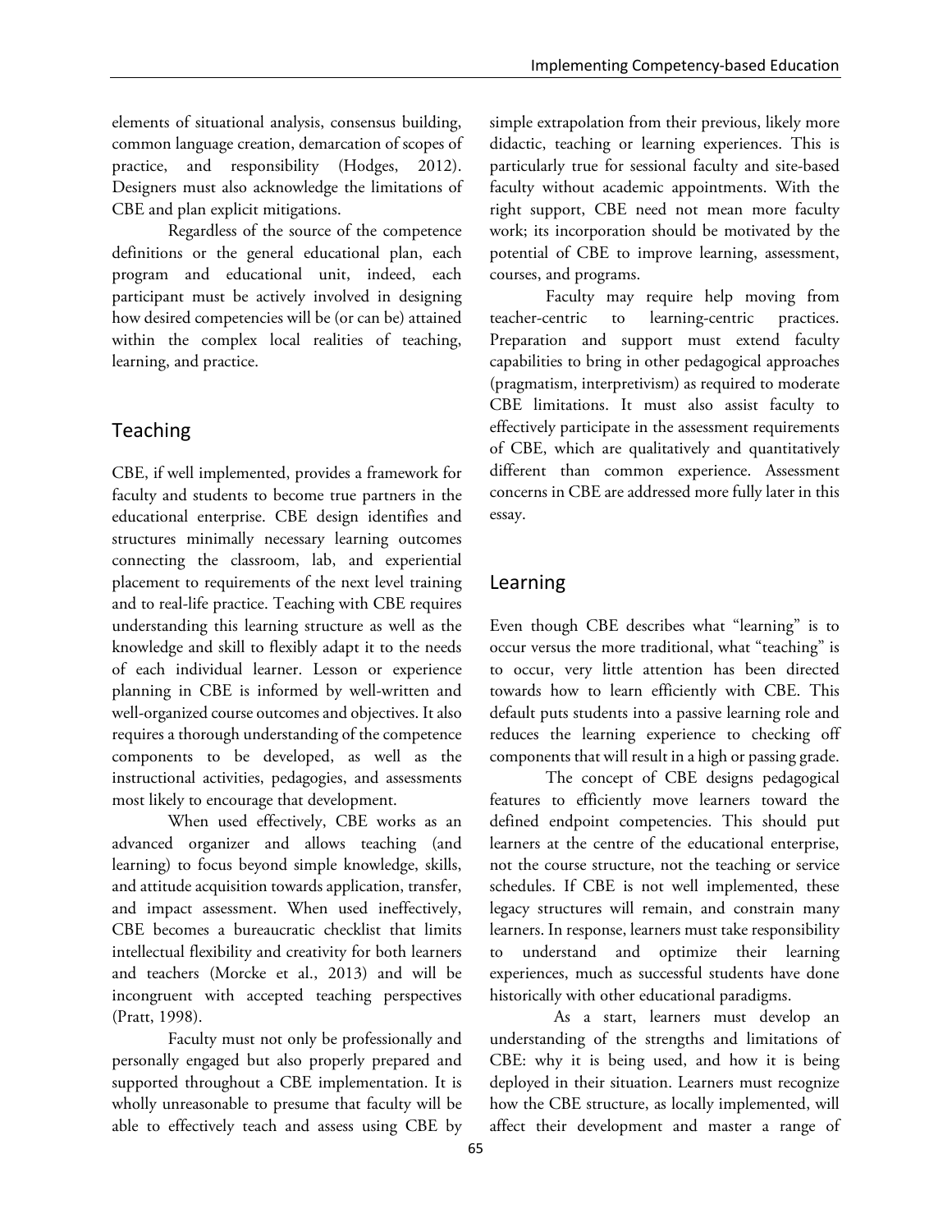elements of situational analysis, consensus building, common language creation, demarcation of scopes of practice, and responsibility (Hodges, 2012). Designers must also acknowledge the limitations of CBE and plan explicit mitigations.

Regardless of the source of the competence definitions or the general educational plan, each program and educational unit, indeed, each participant must be actively involved in designing how desired competencies will be (or can be) attained within the complex local realities of teaching, learning, and practice.

## Teaching

CBE, if well implemented, provides a framework for faculty and students to become true partners in the educational enterprise. CBE design identifies and structures minimally necessary learning outcomes connecting the classroom, lab, and experiential placement to requirements of the next level training and to real-life practice. Teaching with CBE requires understanding this learning structure as well as the knowledge and skill to flexibly adapt it to the needs of each individual learner. Lesson or experience planning in CBE is informed by well-written and well-organized course outcomes and objectives. It also requires a thorough understanding of the competence components to be developed, as well as the instructional activities, pedagogies, and assessments most likely to encourage that development.

When used effectively, CBE works as an advanced organizer and allows teaching (and learning) to focus beyond simple knowledge, skills, and attitude acquisition towards application, transfer, and impact assessment. When used ineffectively, CBE becomes a bureaucratic checklist that limits intellectual flexibility and creativity for both learners and teachers (Morcke et al., 2013) and will be incongruent with accepted teaching perspectives (Pratt, 1998).

Faculty must not only be professionally and personally engaged but also properly prepared and supported throughout a CBE implementation. It is wholly unreasonable to presume that faculty will be able to effectively teach and assess using CBE by simple extrapolation from their previous, likely more didactic, teaching or learning experiences. This is particularly true for sessional faculty and site-based faculty without academic appointments. With the right support, CBE need not mean more faculty work; its incorporation should be motivated by the potential of CBE to improve learning, assessment, courses, and programs.

Faculty may require help moving from teacher-centric to learning-centric practices. Preparation and support must extend faculty capabilities to bring in other pedagogical approaches (pragmatism, interpretivism) as required to moderate CBE limitations. It must also assist faculty to effectively participate in the assessment requirements of CBE, which are qualitatively and quantitatively different than common experience. Assessment concerns in CBE are addressed more fully later in this essay.

## Learning

Even though CBE describes what "learning" is to occur versus the more traditional, what "teaching" is to occur, very little attention has been directed towards how to learn efficiently with CBE. This default puts students into a passive learning role and reduces the learning experience to checking off components that will result in a high or passing grade.

The concept of CBE designs pedagogical features to efficiently move learners toward the defined endpoint competencies. This should put learners at the centre of the educational enterprise, not the course structure, not the teaching or service schedules. If CBE is not well implemented, these legacy structures will remain, and constrain many learners. In response, learners must take responsibility to understand and optimize their learning experiences, much as successful students have done historically with other educational paradigms.

As a start, learners must develop an understanding of the strengths and limitations of CBE: why it is being used, and how it is being deployed in their situation. Learners must recognize how the CBE structure, as locally implemented, will affect their development and master a range of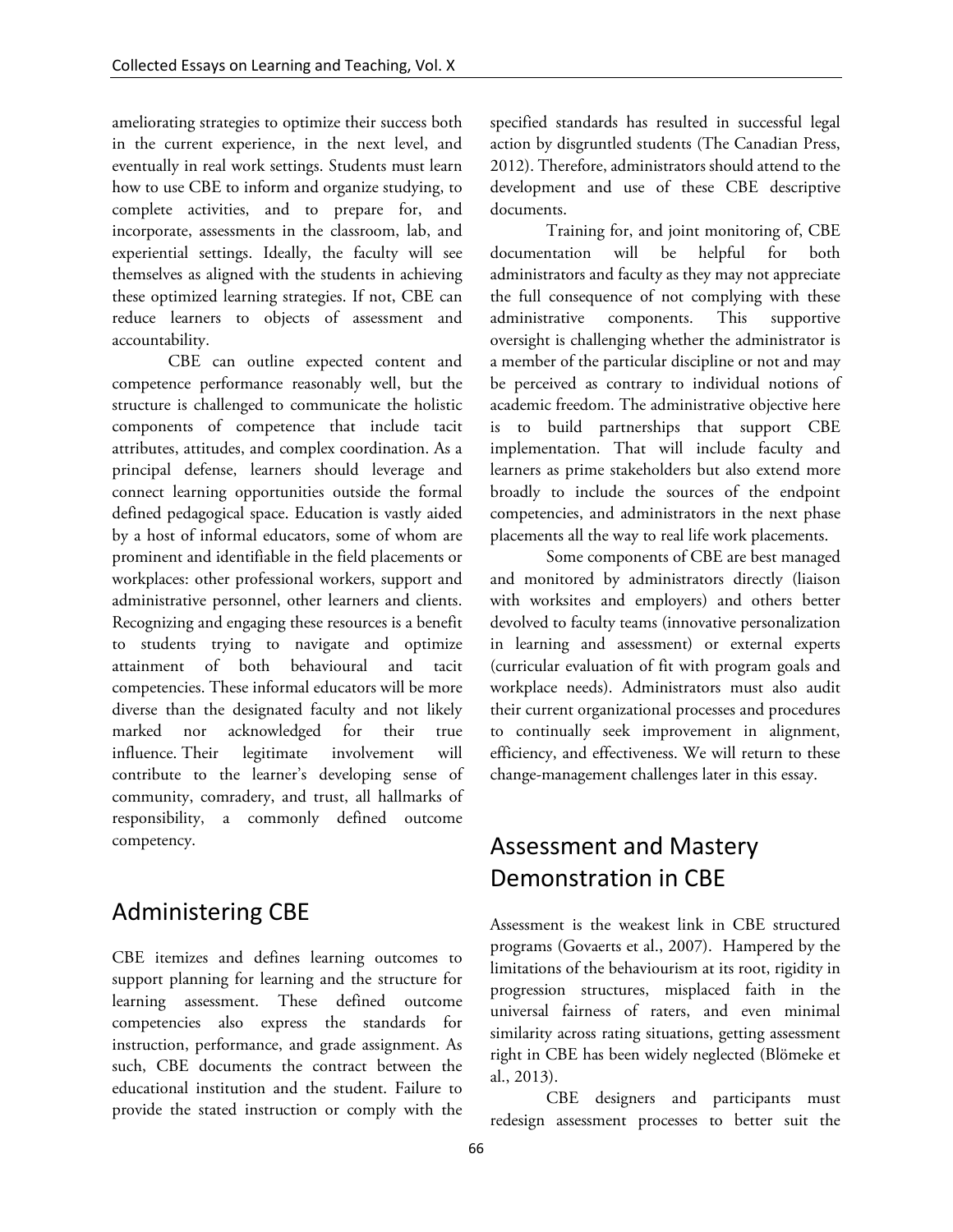ameliorating strategies to optimize their success both in the current experience, in the next level, and eventually in real work settings. Students must learn how to use CBE to inform and organize studying, to complete activities, and to prepare for, and incorporate, assessments in the classroom, lab, and experiential settings. Ideally, the faculty will see themselves as aligned with the students in achieving these optimized learning strategies. If not, CBE can reduce learners to objects of assessment and accountability.

CBE can outline expected content and competence performance reasonably well, but the structure is challenged to communicate the holistic components of competence that include tacit attributes, attitudes, and complex coordination. As a principal defense, learners should leverage and connect learning opportunities outside the formal defined pedagogical space. Education is vastly aided by a host of informal educators, some of whom are prominent and identifiable in the field placements or workplaces: other professional workers, support and administrative personnel, other learners and clients. Recognizing and engaging these resources is a benefit to students trying to navigate and optimize attainment of both behavioural and tacit competencies. These informal educators will be more diverse than the designated faculty and not likely marked nor acknowledged for their true influence. Their legitimate involvement will contribute to the learner's developing sense of community, comradery, and trust, all hallmarks of responsibility, a commonly defined outcome competency.

## Administering CBE

CBE itemizes and defines learning outcomes to support planning for learning and the structure for learning assessment. These defined outcome competencies also express the standards for instruction, performance, and grade assignment. As such, CBE documents the contract between the educational institution and the student. Failure to provide the stated instruction or comply with the specified standards has resulted in successful legal action by disgruntled students (The Canadian Press, 2012). Therefore, administrators should attend to the development and use of these CBE descriptive documents.

Training for, and joint monitoring of, CBE documentation will be helpful for both administrators and faculty as they may not appreciate the full consequence of not complying with these administrative components. This supportive oversight is challenging whether the administrator is a member of the particular discipline or not and may be perceived as contrary to individual notions of academic freedom. The administrative objective here is to build partnerships that support CBE implementation. That will include faculty and learners as prime stakeholders but also extend more broadly to include the sources of the endpoint competencies, and administrators in the next phase placements all the way to real life work placements.

Some components of CBE are best managed and monitored by administrators directly (liaison with worksites and employers) and others better devolved to faculty teams (innovative personalization in learning and assessment) or external experts (curricular evaluation of fit with program goals and workplace needs). Administrators must also audit their current organizational processes and procedures to continually seek improvement in alignment, efficiency, and effectiveness. We will return to these change-management challenges later in this essay.

## Assessment and Mastery Demonstration in CBE

Assessment is the weakest link in CBE structured programs (Govaerts et al., 2007). Hampered by the limitations of the behaviourism at its root, rigidity in progression structures, misplaced faith in the universal fairness of raters, and even minimal similarity across rating situations, getting assessment right in CBE has been widely neglected (Blömeke et al., 2013).

CBE designers and participants must redesign assessment processes to better suit the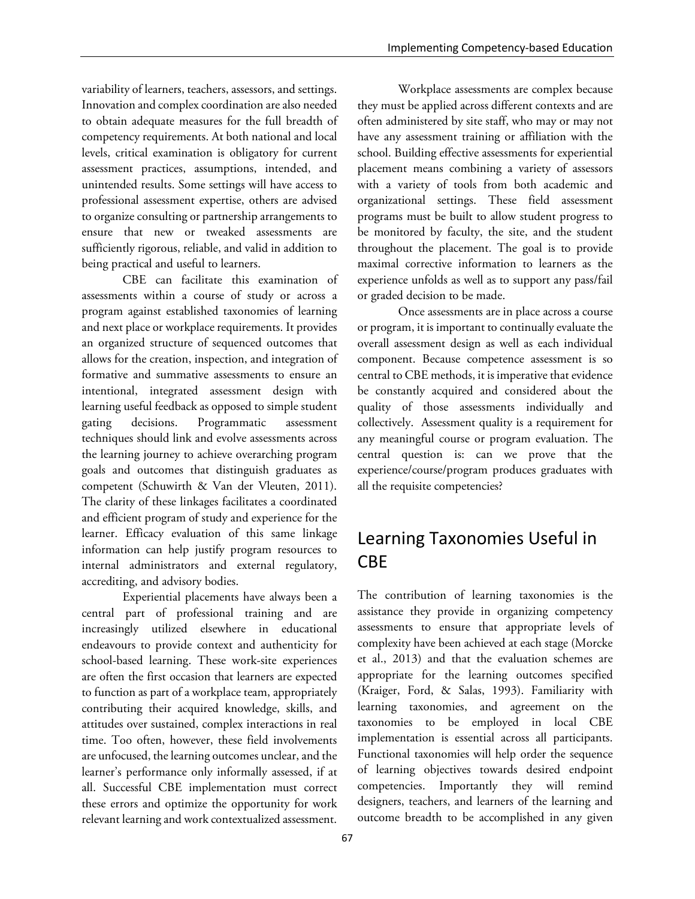variability of learners, teachers, assessors, and settings. Innovation and complex coordination are also needed to obtain adequate measures for the full breadth of competency requirements. At both national and local levels, critical examination is obligatory for current assessment practices, assumptions, intended, and unintended results. Some settings will have access to professional assessment expertise, others are advised to organize consulting or partnership arrangements to ensure that new or tweaked assessments are sufficiently rigorous, reliable, and valid in addition to being practical and useful to learners.

CBE can facilitate this examination of assessments within a course of study or across a program against established taxonomies of learning and next place or workplace requirements. It provides an organized structure of sequenced outcomes that allows for the creation, inspection, and integration of formative and summative assessments to ensure an intentional, integrated assessment design with learning useful feedback as opposed to simple student gating decisions. Programmatic assessment techniques should link and evolve assessments across the learning journey to achieve overarching program goals and outcomes that distinguish graduates as competent (Schuwirth & Van der Vleuten, 2011). The clarity of these linkages facilitates a coordinated and efficient program of study and experience for the learner. Efficacy evaluation of this same linkage information can help justify program resources to internal administrators and external regulatory, accrediting, and advisory bodies.

Experiential placements have always been a central part of professional training and are increasingly utilized elsewhere in educational endeavours to provide context and authenticity for school-based learning. These work-site experiences are often the first occasion that learners are expected to function as part of a workplace team, appropriately contributing their acquired knowledge, skills, and attitudes over sustained, complex interactions in real time. Too often, however, these field involvements are unfocused, the learning outcomes unclear, and the learner's performance only informally assessed, if at all. Successful CBE implementation must correct these errors and optimize the opportunity for work relevant learning and work contextualized assessment.

Workplace assessments are complex because they must be applied across different contexts and are often administered by site staff, who may or may not have any assessment training or affiliation with the school. Building effective assessments for experiential placement means combining a variety of assessors with a variety of tools from both academic and organizational settings. These field assessment programs must be built to allow student progress to be monitored by faculty, the site, and the student throughout the placement. The goal is to provide maximal corrective information to learners as the experience unfolds as well as to support any pass/fail or graded decision to be made.

Once assessments are in place across a course or program, it is important to continually evaluate the overall assessment design as well as each individual component. Because competence assessment is so central to CBE methods, it is imperative that evidence be constantly acquired and considered about the quality of those assessments individually and collectively. Assessment quality is a requirement for any meaningful course or program evaluation. The central question is: can we prove that the experience/course/program produces graduates with all the requisite competencies?

## Learning Taxonomies Useful in CBE

The contribution of learning taxonomies is the assistance they provide in organizing competency assessments to ensure that appropriate levels of complexity have been achieved at each stage (Morcke et al., 2013) and that the evaluation schemes are appropriate for the learning outcomes specified (Kraiger, Ford, & Salas, 1993). Familiarity with learning taxonomies, and agreement on the taxonomies to be employed in local CBE implementation is essential across all participants. Functional taxonomies will help order the sequence of learning objectives towards desired endpoint competencies. Importantly they will remind designers, teachers, and learners of the learning and outcome breadth to be accomplished in any given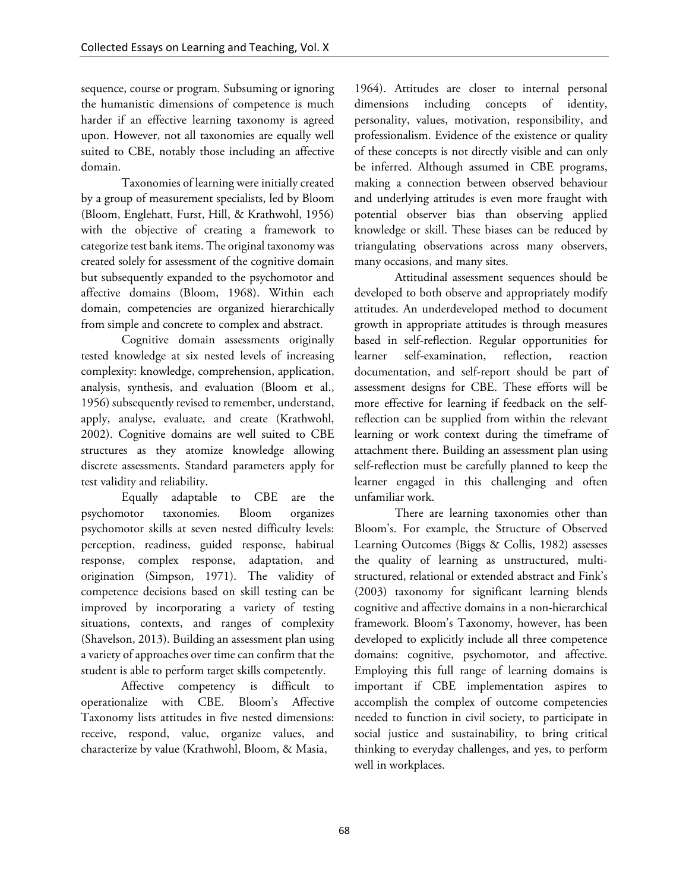sequence, course or program. Subsuming or ignoring the humanistic dimensions of competence is much harder if an effective learning taxonomy is agreed upon. However, not all taxonomies are equally well suited to CBE, notably those including an affective domain.

Taxonomies of learning were initially created by a group of measurement specialists, led by Bloom (Bloom, Englehatt, Furst, Hill, & Krathwohl, 1956) with the objective of creating a framework to categorize test bank items. The original taxonomy was created solely for assessment of the cognitive domain but subsequently expanded to the psychomotor and affective domains (Bloom, 1968). Within each domain, competencies are organized hierarchically from simple and concrete to complex and abstract.

Cognitive domain assessments originally tested knowledge at six nested levels of increasing complexity: knowledge, comprehension, application, analysis, synthesis, and evaluation (Bloom et al., 1956) subsequently revised to remember, understand, apply, analyse, evaluate, and create (Krathwohl, 2002). Cognitive domains are well suited to CBE structures as they atomize knowledge allowing discrete assessments. Standard parameters apply for test validity and reliability.

Equally adaptable to CBE are the psychomotor taxonomies. Bloom organizes psychomotor skills at seven nested difficulty levels: perception, readiness, guided response, habitual response, complex response, adaptation, and origination (Simpson, 1971). The validity of competence decisions based on skill testing can be improved by incorporating a variety of testing situations, contexts, and ranges of complexity (Shavelson, 2013). Building an assessment plan using a variety of approaches over time can confirm that the student is able to perform target skills competently.

Affective competency is difficult to operationalize with CBE. Bloom's Affective Taxonomy lists attitudes in five nested dimensions: receive, respond, value, organize values, and characterize by value (Krathwohl, Bloom, & Masia, 1964). Attitudes are closer to internal personal dimensions including concepts of identity, personality, values, motivation, responsibility, and professionalism. Evidence of the existence or quality of these concepts is not directly visible and can only be inferred. Although assumed in CBE programs, making a connection between observed behaviour and underlying attitudes is even more fraught with potential observer bias than observing applied knowledge or skill. These biases can be reduced by triangulating observations across many observers, many occasions, and many sites.

Attitudinal assessment sequences should be developed to both observe and appropriately modify attitudes. An underdeveloped method to document growth in appropriate attitudes is through measures based in self-reflection. Regular opportunities for learner self-examination, reflection, reaction documentation, and self-report should be part of assessment designs for CBE. These efforts will be more effective for learning if feedback on the self-reflection can be supplied from within the relevant learning or work context during the timeframe of attachment there. Building an assessment plan using self-reflection must be carefully planned to keep the learner engaged in this challenging and often unfamiliar work.

There are learning taxonomies other than Bloom's. For example, the Structure of Observed Learning Outcomes (Biggs & Collis, 1982) assesses the quality of learning as unstructured, multi-structured, relational or extended abstract and Fink's (2003) taxonomy for significant learning blends cognitive and affective domains in a non-hierarchical framework. Bloom's Taxonomy, however, has been developed to explicitly include all three competence domains: cognitive, psychomotor, and affective. Employing this full range of learning domains is important if CBE implementation aspires to accomplish the complex of outcome competencies needed to function in civil society, to participate in social justice and sustainability, to bring critical thinking to everyday challenges, and yes, to perform well in workplaces.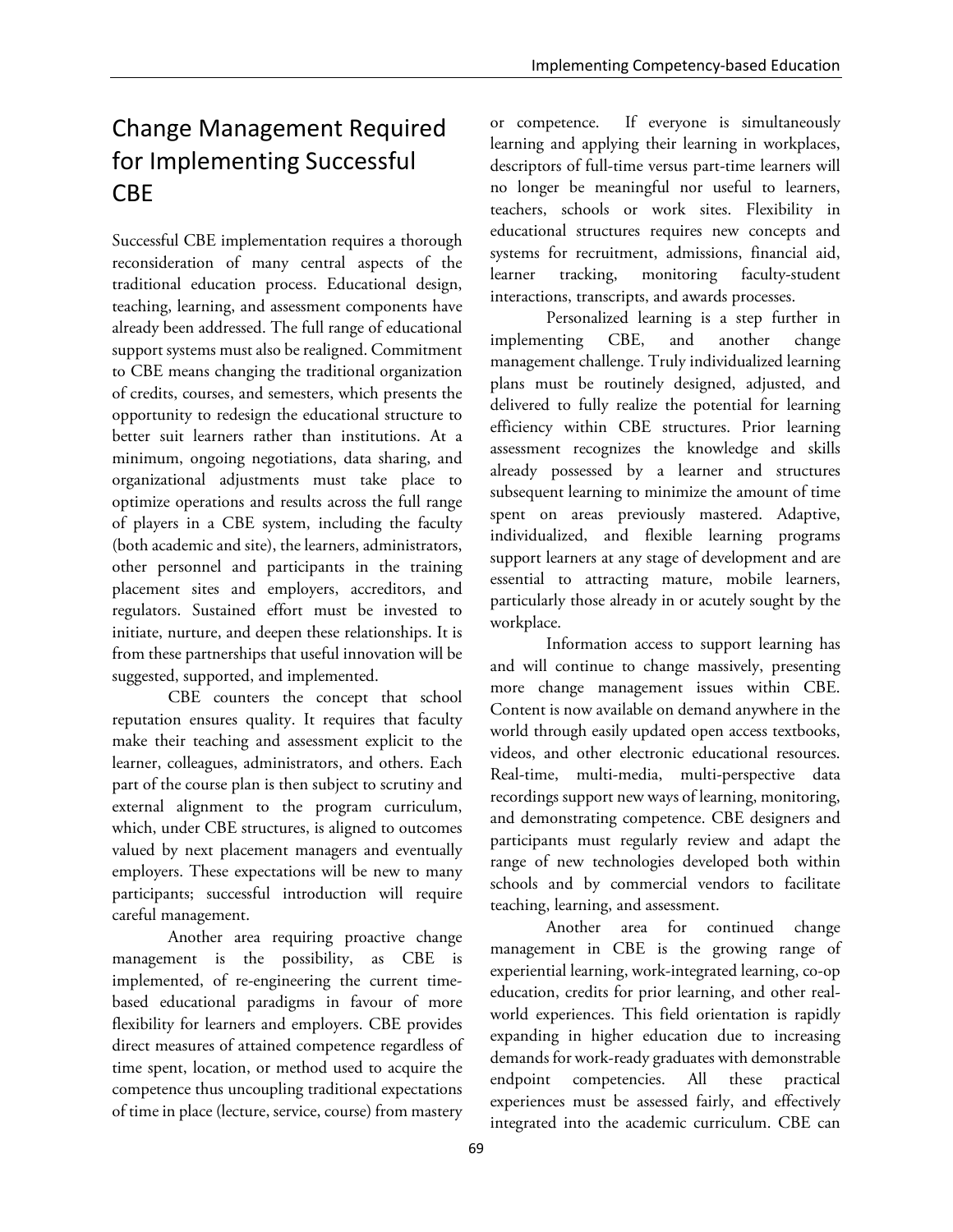## Change Management Required for Implementing Successful CBE

Successful CBE implementation requires a thorough reconsideration of many central aspects of the traditional education process. Educational design, teaching, learning, and assessment components have already been addressed. The full range of educational support systems must also be realigned. Commitment to CBE means changing the traditional organization of credits, courses, and semesters, which presents the opportunity to redesign the educational structure to better suit learners rather than institutions. At a minimum, ongoing negotiations, data sharing, and organizational adjustments must take place to optimize operations and results across the full range of players in a CBE system, including the faculty (both academic and site), the learners, administrators, other personnel and participants in the training placement sites and employers, accreditors, and regulators. Sustained effort must be invested to initiate, nurture, and deepen these relationships. It is from these partnerships that useful innovation will be suggested, supported, and implemented.

CBE counters the concept that school reputation ensures quality. It requires that faculty make their teaching and assessment explicit to the learner, colleagues, administrators, and others. Each part of the course plan is then subject to scrutiny and external alignment to the program curriculum, which, under CBE structures, is aligned to outcomes valued by next placement managers and eventually employers. These expectations will be new to many participants; successful introduction will require careful management.

Another area requiring proactive change management is the possibility, as CBE is implemented, of re-engineering the current time-based educational paradigms in favour of more flexibility for learners and employers. CBE provides direct measures of attained competence regardless of time spent, location, or method used to acquire the competence thus uncoupling traditional expectations of time in place (lecture, service, course) from mastery or competence. If everyone is simultaneously learning and applying their learning in workplaces, descriptors of full-time versus part-time learners will no longer be meaningful nor useful to learners, teachers, schools or work sites. Flexibility in educational structures requires new concepts and systems for recruitment, admissions, financial aid, learner tracking, monitoring faculty-student interactions, transcripts, and awards processes.

Personalized learning is a step further in implementing CBE, and another change management challenge. Truly individualized learning plans must be routinely designed, adjusted, and delivered to fully realize the potential for learning efficiency within CBE structures. Prior learning assessment recognizes the knowledge and skills already possessed by a learner and structures subsequent learning to minimize the amount of time spent on areas previously mastered. Adaptive, individualized, and flexible learning programs support learners at any stage of development and are essential to attracting mature, mobile learners, particularly those already in or acutely sought by the workplace.

Information access to support learning has and will continue to change massively, presenting more change management issues within CBE. Content is now available on demand anywhere in the world through easily updated open access textbooks, videos, and other electronic educational resources. Real-time, multi-media, multi-perspective data recordings support new ways of learning, monitoring, and demonstrating competence. CBE designers and participants must regularly review and adapt the range of new technologies developed both within schools and by commercial vendors to facilitate teaching, learning, and assessment.

Another area for continued change management in CBE is the growing range of experiential learning, work-integrated learning, co-op education, credits for prior learning, and other real-world experiences. This field orientation is rapidly expanding in higher education due to increasing demands for work-ready graduates with demonstrable endpoint competencies. All these practical experiences must be assessed fairly, and effectively integrated into the academic curriculum. CBE can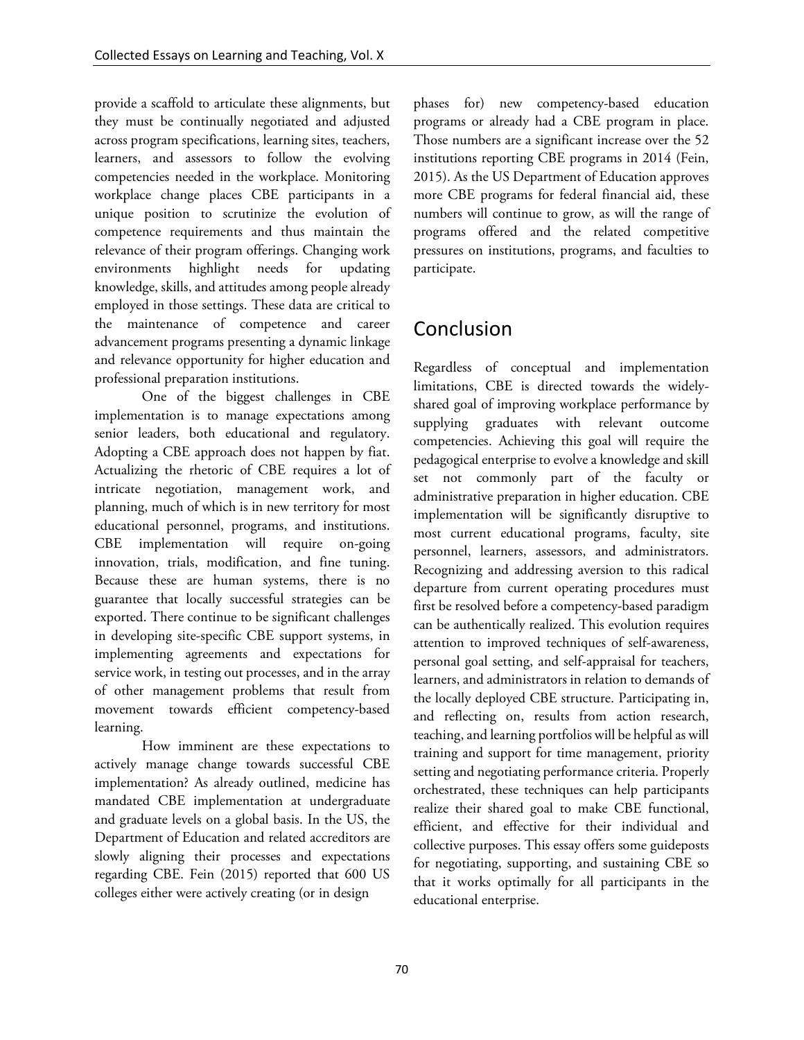provide a scaffold to articulate these alignments, but they must be continually negotiated and adjusted across program specifications, learning sites, teachers, learners, and assessors to follow the evolving competencies needed in the workplace. Monitoring workplace change places CBE participants in a unique position to scrutinize the evolution of competence requirements and thus maintain the relevance of their program offerings. Changing work environments highlight needs for updating knowledge, skills, and attitudes among people already employed in those settings. These data are critical to the maintenance of competence and career advancement programs presenting a dynamic linkage and relevance opportunity for higher education and professional preparation institutions.

One of the biggest challenges in CBE implementation is to manage expectations among senior leaders, both educational and regulatory. Adopting a CBE approach does not happen by fiat. Actualizing the rhetoric of CBE requires a lot of intricate negotiation, management work, and planning, much of which is in new territory for most educational personnel, programs, and institutions. CBE implementation will require on-going innovation, trials, modification, and fine tuning. Because these are human systems, there is no guarantee that locally successful strategies can be exported. There continue to be significant challenges in developing site-specific CBE support systems, in implementing agreements and expectations for service work, in testing out processes, and in the array of other management problems that result from movement towards efficient competency-based learning.

How imminent are these expectations to actively manage change towards successful CBE implementation? As already outlined, medicine has mandated CBE implementation at undergraduate and graduate levels on a global basis. In the US, the Department of Education and related accreditors are slowly aligning their processes and expectations regarding CBE. Fein (2015) reported that 600 US colleges either were actively creating (or in design phases for) new competency-based education programs or already had a CBE program in place. Those numbers are a significant increase over the 52 institutions reporting CBE programs in 2014 (Fein, 2015). As the US Department of Education approves more CBE programs for federal financial aid, these numbers will continue to grow, as will the range of programs offered and the related competitive pressures on institutions, programs, and faculties to participate.

## Conclusion

Regardless of conceptual and implementation limitations, CBE is directed towards the widely-shared goal of improving workplace performance by supplying graduates with relevant outcome competencies. Achieving this goal will require the pedagogical enterprise to evolve a knowledge and skill set not commonly part of the faculty or administrative preparation in higher education. CBE implementation will be significantly disruptive to most current educational programs, faculty, site personnel, learners, assessors, and administrators. Recognizing and addressing aversion to this radical departure from current operating procedures must first be resolved before a competency-based paradigm can be authentically realized. This evolution requires attention to improved techniques of self-awareness, personal goal setting, and self-appraisal for teachers, learners, and administrators in relation to demands of the locally deployed CBE structure. Participating in, and reflecting on, results from action research, teaching, and learning portfolios will be helpful as will training and support for time management, priority setting and negotiating performance criteria. Properly orchestrated, these techniques can help participants realize their shared goal to make CBE functional, efficient, and effective for their individual and collective purposes. This essay offers some guideposts for negotiating, supporting, and sustaining CBE so that it works optimally for all participants in the educational enterprise.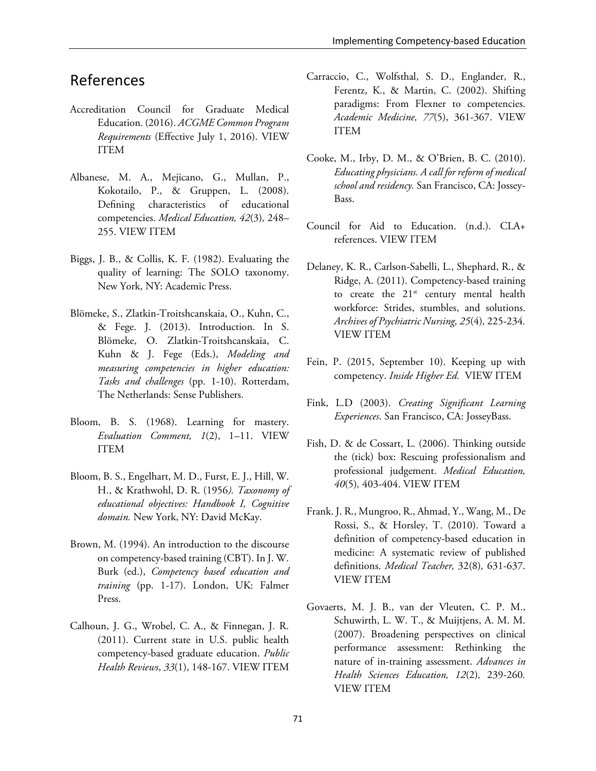## References

Accreditation Council for Graduate Medical Education. (2016). *ACGME Common Program Requirements* (Effective July 1, 2016). VIEW ITEM

Albanese, M. A., Mejicano, G., Mullan, P., Kokotailo, P., & Gruppen, L. (2008). Defining characteristics of educational competencies. *Medical Education, 42*(3)*,* 248–255. VIEW ITEM

Biggs, J. B., & Collis, K. F. (1982). Evaluating the quality of learning: The SOLO taxonomy. New York, NY: Academic Press.

Blömeke, S., Zlatkin-Troitshcanskaia, O., Kuhn, C., & Fege. J. (2013). Introduction. In S. Blömeke, O. Zlatkin-Troitshcanskaia, C. Kuhn & J. Fege (Eds.), *Modeling and measuring competencies in higher education: Tasks and challenges* (pp. 1-10). Rotterdam, The Netherlands: Sense Publishers.

Bloom, B. S. (1968). Learning for mastery. *Evaluation Comment, 1*(2), 1–11. VIEW ITEM

Bloom, B. S., Engelhart, M. D., Furst, E. J., Hill, W. H., & Krathwohl, D. R. (1956*). Taxonomy of educational objectives: Handbook I, Cognitive domain.* New York, NY: David McKay.

Brown, M. (1994). An introduction to the discourse on competency-based training (CBT). In J. W. Burk (ed.), *Competency based education and training* (pp. 1-17). London, UK: Falmer Press.

Calhoun, J. G., Wrobel, C. A., & Finnegan, J. R. (2011). Current state in U.S. public health competency-based graduate education. *Public Health Reviews*, *33*(1), 148-167. VIEW ITEM

Carraccio, C., Wolfsthal, S. D., Englander, R., Ferentz, K., & Martin, C. (2002). Shifting paradigms: From Flexner to competencies. *Academic Medicine, 77*(5), 361-367. VIEW ITEM

Cooke, M., Irby, D. M., & O'Brien, B. C. (2010). *Educating physicians. A call for reform of medical school and residency.* San Francisco, CA: Jossey-Bass.

Council for Aid to Education. (n.d.). CLA+ references. VIEW ITEM

Delaney, K. R., Carlson-Sabelli, L., Shephard, R., & Ridge, A. (2011). Competency-based training to create the 21st century mental health workforce: Strides, stumbles, and solutions. *Archives of Psychiatric Nursing, 25*(4)*,* 225-234*.* VIEW ITEM

Fein, P. (2015, September 10). Keeping up with competency. *Inside Higher Ed.* VIEW ITEM

Fink, L.D (2003). *Creating Significant Learning Experiences*. San Francisco, CA: JosseyBass.

Fish, D. & de Cossart, L. (2006). Thinking outside the (tick) box: Rescuing professionalism and professional judgement. *Medical Education, 40*(5)*,* 403-404. VIEW ITEM

Frank. J. R., Mungroo, R., Ahmad, Y., Wang, M., De Rossi, S., & Horsley, T. (2010). Toward a definition of competency-based education in medicine: A systematic review of published definitions. *Medical Teacher,* 32(8)*,* 631-637. VIEW ITEM

Govaerts, M. J. B., van der Vleuten, C. P. M., Schuwirth, L. W. T., & Muijtjens, A. M. M. (2007). Broadening perspectives on clinical performance assessment: Rethinking the nature of in-training assessment. *Advances in Health Sciences Education, 12*(2)*,* 239-260*.* VIEW ITEM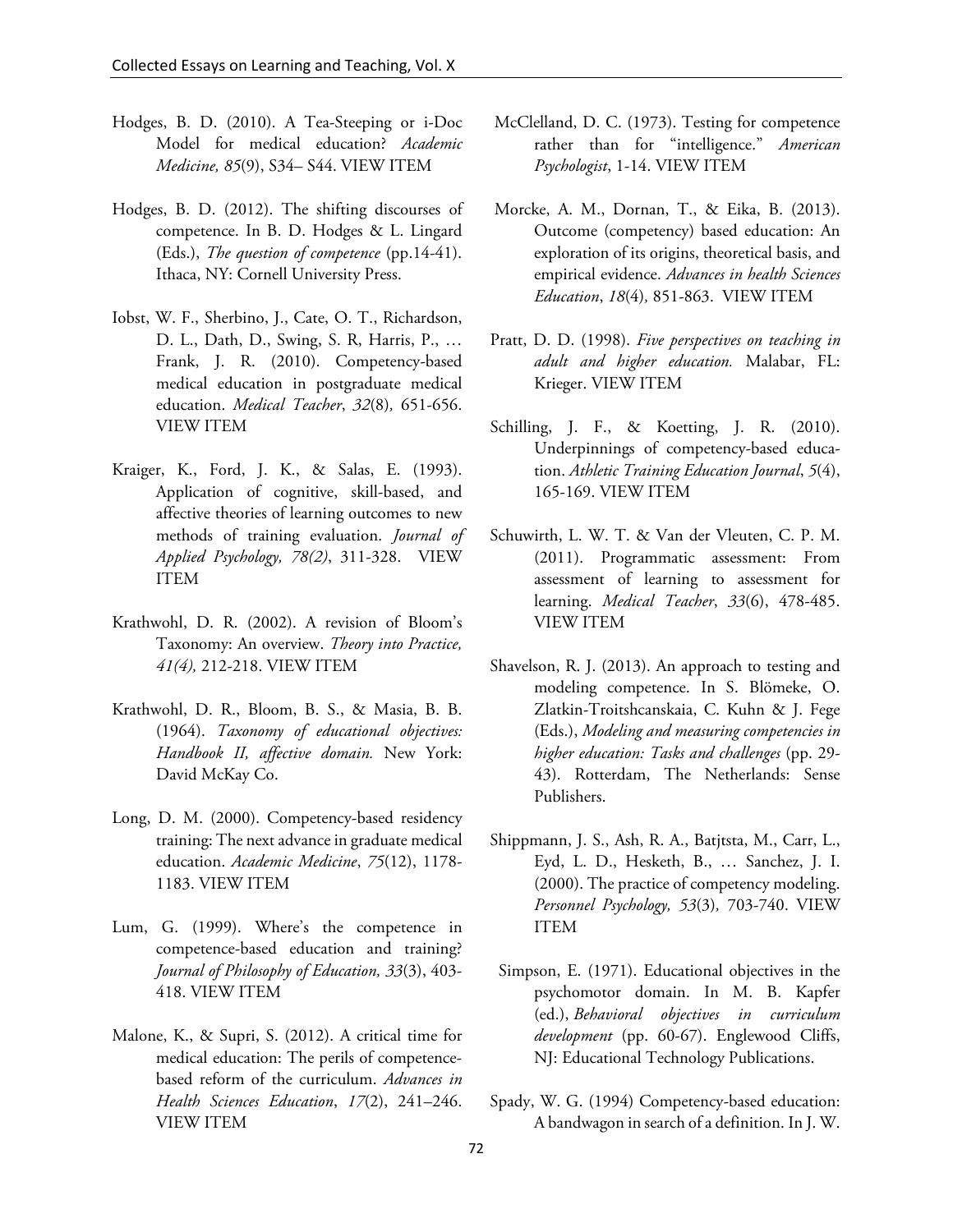Hodges, B. D. (2010). A Tea-Steeping or i-Doc Model for medical education? *Academic Medicine, 85*(9), S34– S44. VIEW ITEM

Hodges, B. D. (2012). The shifting discourses of competence. In B. D. Hodges & L. Lingard (Eds.), *The question of competence* (pp.14-41). Ithaca, NY: Cornell University Press.

Iobst, W. F., Sherbino, J., Cate, O. T., Richardson, D. L., Dath, D., Swing, S. R, Harris, P., … Frank, J. R. (2010). Competency-based medical education in postgraduate medical education. *Medical Teacher*, *32*(8)*,* 651-656. VIEW ITEM

Kraiger, K., Ford, J. K., & Salas, E. (1993). Application of cognitive, skill-based, and affective theories of learning outcomes to new methods of training evaluation. *Journal of Applied Psychology, 78(2)*, 311-328. VIEW ITEM

Krathwohl, D. R. (2002). A revision of Bloom's Taxonomy: An overview. *Theory into Practice, 41(4),* 212-218. VIEW ITEM

Krathwohl, D. R., Bloom, B. S., & Masia, B. B. (1964). *Taxonomy of educational objectives: Handbook II, affective domain.* New York: David McKay Co.

Long, D. M. (2000). Competency-based residency training: The next advance in graduate medical education. *Academic Medicine*, *75*(12), 1178-1183. VIEW ITEM

Lum, G. (1999). Where's the competence in competence-based education and training? *Journal of Philosophy of Education, 33*(3), 403-418. VIEW ITEM

Malone, K., & Supri, S. (2012). A critical time for medical education: The perils of competence-based reform of the curriculum. *Advances in Health Sciences Education*, *17*(2), 241–246. VIEW ITEM

McClelland, D. C. (1973). Testing for competence rather than for "intelligence." *American Psychologist*, 1-14. VIEW ITEM

Morcke, A. M., Dornan, T., & Eika, B. (2013). Outcome (competency) based education: An exploration of its origins, theoretical basis, and empirical evidence. *Advances in health Sciences Education*, *18*(4)*,* 851-863. VIEW ITEM

Pratt, D. D. (1998). *Five perspectives on teaching in adult and higher education.* Malabar, FL: Krieger. VIEW ITEM

Schilling, J. F., & Koetting, J. R. (2010). Underpinnings of competency-based education. *Athletic Training Education Journal*, *5*(4), 165-169. VIEW ITEM

Schuwirth, L. W. T. & Van der Vleuten, C. P. M. (2011). Programmatic assessment: From assessment of learning to assessment for learning. *Medical Teacher*, *33*(6), 478-485. VIEW ITEM

Shavelson, R. J. (2013). An approach to testing and modeling competence. In S. Blömeke, O. Zlatkin-Troitshcanskaia, C. Kuhn & J. Fege (Eds.), *Modeling and measuring competencies in higher education: Tasks and challenges* (pp. 29-43). Rotterdam, The Netherlands: Sense Publishers.

Shippmann, J. S., Ash, R. A., Batjtsta, M., Carr, L., Eyd, L. D., Hesketh, B., … Sanchez, J. I. (2000). The practice of competency modeling. *Personnel Psychology, 53*(3)*,* 703-740. VIEW ITEM

Simpson, E. (1971). Educational objectives in the psychomotor domain. In M. B. Kapfer (ed.), *Behavioral objectives in curriculum development* (pp. 60-67). Englewood Cliffs, NJ: Educational Technology Publications.

Spady, W. G. (1994) Competency-based education: A bandwagon in search of a definition. In J. W.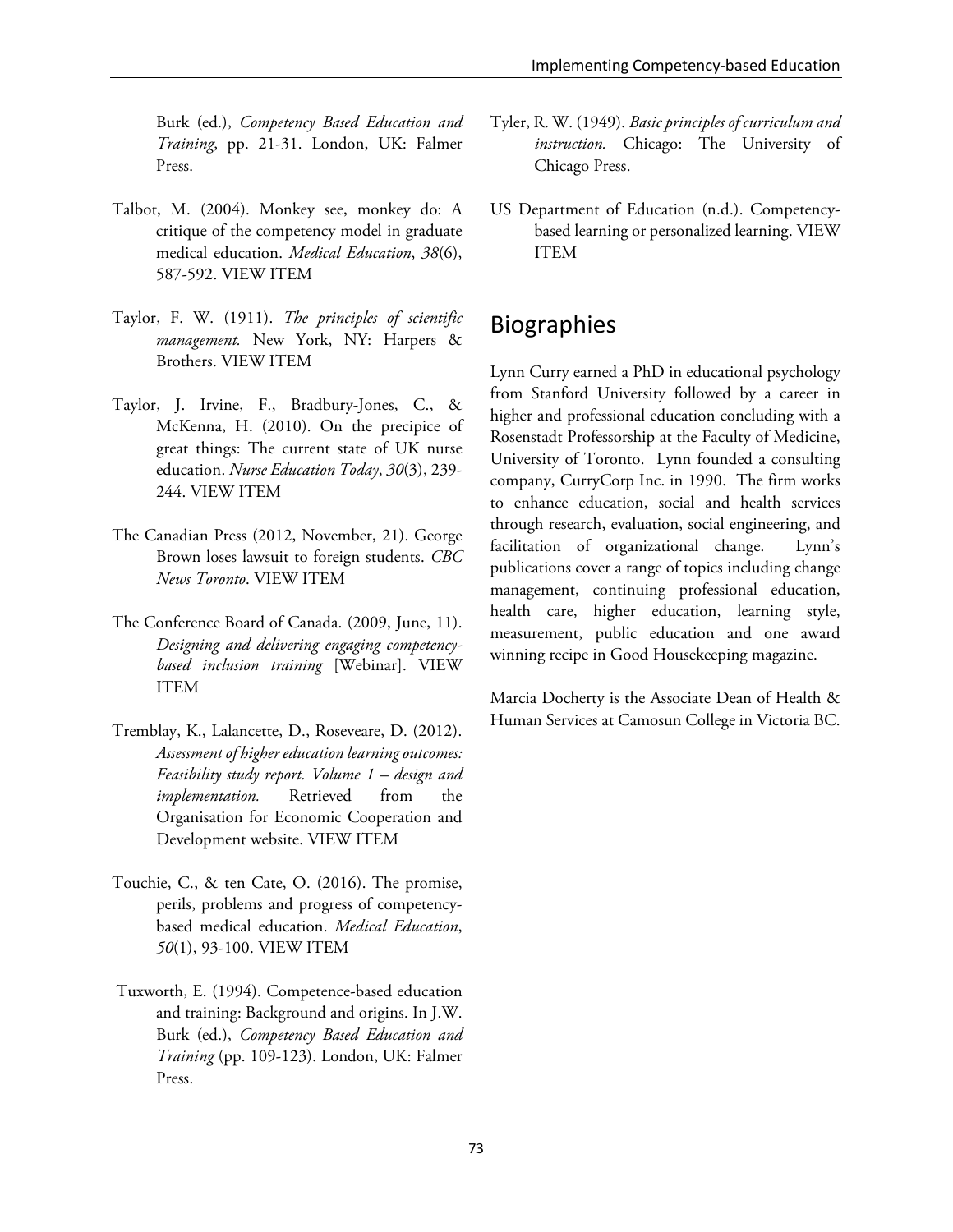Burk (ed.), *Competency Based Education and Training*, pp. 21-31. London, UK: Falmer Press.

Talbot, M. (2004). Monkey see, monkey do: A critique of the competency model in graduate medical education. *Medical Education*, *38*(6), 587-592. VIEW ITEM

Taylor, F. W. (1911). *The principles of scientific management.* New York, NY: Harpers & Brothers. VIEW ITEM

Taylor, J. Irvine, F., Bradbury-Jones, C., & McKenna, H. (2010). On the precipice of great things: The current state of UK nurse education. *Nurse Education Today*, *30*(3), 239-244. VIEW ITEM

The Canadian Press (2012, November, 21). George Brown loses lawsuit to foreign students. *CBC News Toronto*. VIEW ITEM

The Conference Board of Canada. (2009, June, 11). *Designing and delivering engaging competency-based inclusion training* [Webinar]. VIEW ITEM

Tremblay, K., Lalancette, D., Roseveare, D. (2012). *Assessment of higher education learning outcomes: Feasibility study report. Volume 1 – design and implementation.* Retrieved from the Organisation for Economic Cooperation and Development website. VIEW ITEM

Touchie, C., & ten Cate, O. (2016). The promise, perils, problems and progress of competency-based medical education. *Medical Education*, *50*(1), 93-100. VIEW ITEM

Tuxworth, E. (1994). Competence-based education and training: Background and origins. In J.W. Burk (ed.), *Competency Based Education and Training* (pp. 109-123). London, UK: Falmer Press.

Tyler, R. W. (1949). *Basic principles of curriculum and instruction.* Chicago: The University of Chicago Press.

US Department of Education (n.d.). Competency-based learning or personalized learning. VIEW ITEM

## Biographies

Lynn Curry earned a PhD in educational psychology from Stanford University followed by a career in higher and professional education concluding with a Rosenstadt Professorship at the Faculty of Medicine, University of Toronto. Lynn founded a consulting company, CurryCorp Inc. in 1990. The firm works to enhance education, social and health services through research, evaluation, social engineering, and facilitation of organizational change. Lynn's publications cover a range of topics including change management, continuing professional education, health care, higher education, learning style, measurement, public education and one award winning recipe in Good Housekeeping magazine.

Marcia Docherty is the Associate Dean of Health & Human Services at Camosun College in Victoria BC.